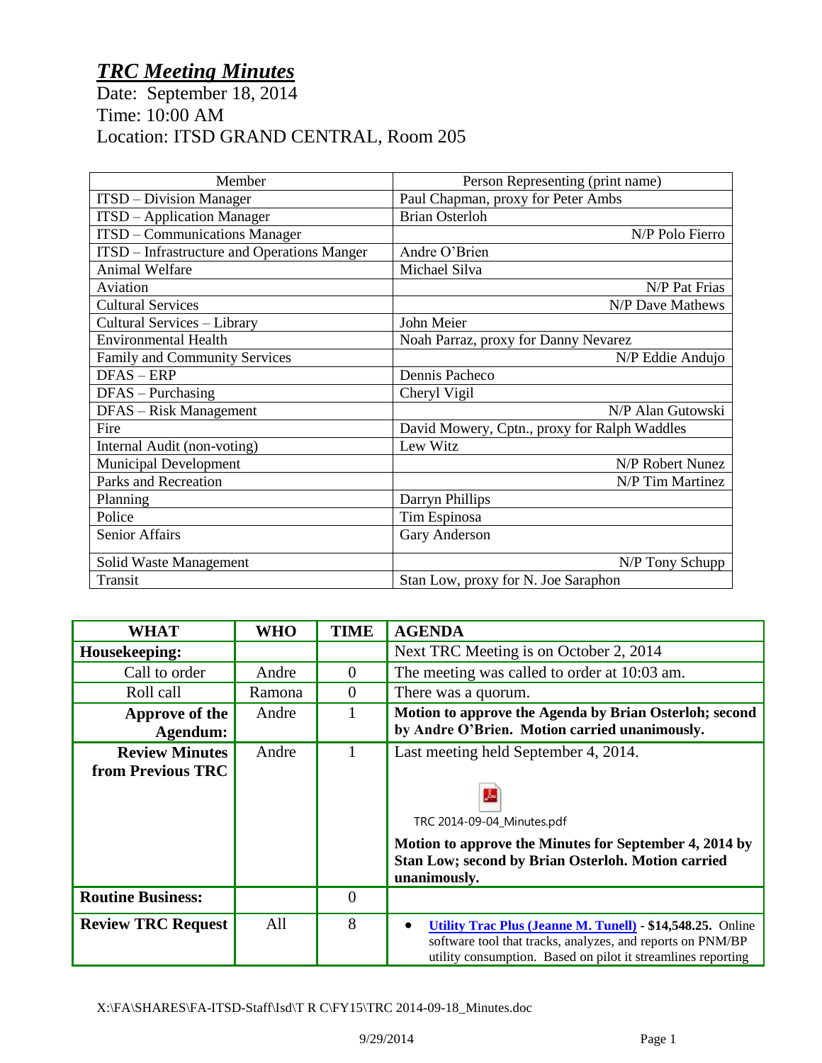# *TRC Meeting Minutes*

Date: September 18, 2014
Time: 10:00 AM
Location: ITSD GRAND CENTRAL, Room 205

| Member | Person Representing (print name) |
|---|---|
| ITSD – Division Manager | Paul Chapman, proxy for Peter Ambs |
| ITSD – Application Manager | Brian Osterloh |
| ITSD – Communications Manager | N/P Polo Fierro |
| ITSD – Infrastructure and Operations Manger | Andre O'Brien |
| Animal Welfare | Michael Silva |
| Aviation | N/P Pat Frias |
| Cultural Services | N/P Dave Mathews |
| Cultural Services – Library | John Meier |
| Environmental Health | Noah Parraz, proxy for Danny Nevarez |
| Family and Community Services | N/P Eddie Andujo |
| DFAS – ERP | Dennis Pacheco |
| DFAS – Purchasing | Cheryl Vigil |
| DFAS – Risk Management | N/P Alan Gutowski |
| Fire | David Mowery, Cptn., proxy for Ralph Waddles |
| Internal Audit (non-voting) | Lew Witz |
| Municipal Development | N/P Robert Nunez |
| Parks and Recreation | N/P Tim Martinez |
| Planning | Darryn Phillips |
| Police | Tim Espinosa |
| Senior Affairs | Gary Anderson |
| Solid Waste Management | N/P Tony Schupp |
| Transit | Stan Low, proxy for N. Joe Saraphon |

| WHAT | WHO | TIME | AGENDA |
|---|---|---|---|
| **Housekeeping:** | | | Next TRC Meeting is on October 2, 2014 |
| Call to order | Andre | 0 | The meeting was called to order at 10:03 am. |
| Roll call | Ramona | 0 | There was a quorum. |
| **Approve of the Agendum:** | Andre | 1 | **Motion to approve the Agenda by Brian Osterloh; second by Andre O'Brien. Motion carried unanimously.** |
| **Review Minutes from Previous TRC** | Andre | 1 | Last meeting held September 4, 2014. TRC 2014-09-04_Minutes.pdf **Motion to approve the Minutes for September 4, 2014 by Stan Low; second by Brian Osterloh. Motion carried unanimously.** |
| **Routine Business:** | | 0 | |
| **Review TRC Request** | All | 8 | • **Utility Trac Plus (Jeanne M. Tunell) - $14,548.25.** Online software tool that tracks, analyzes, and reports on PNM/BP utility consumption. Based on pilot it streamlines reporting |

X:\FA\SHARES\FA-ITSD-Staff\Isd\T R C\FY15\TRC 2014-09-18_Minutes.doc

9/29/2014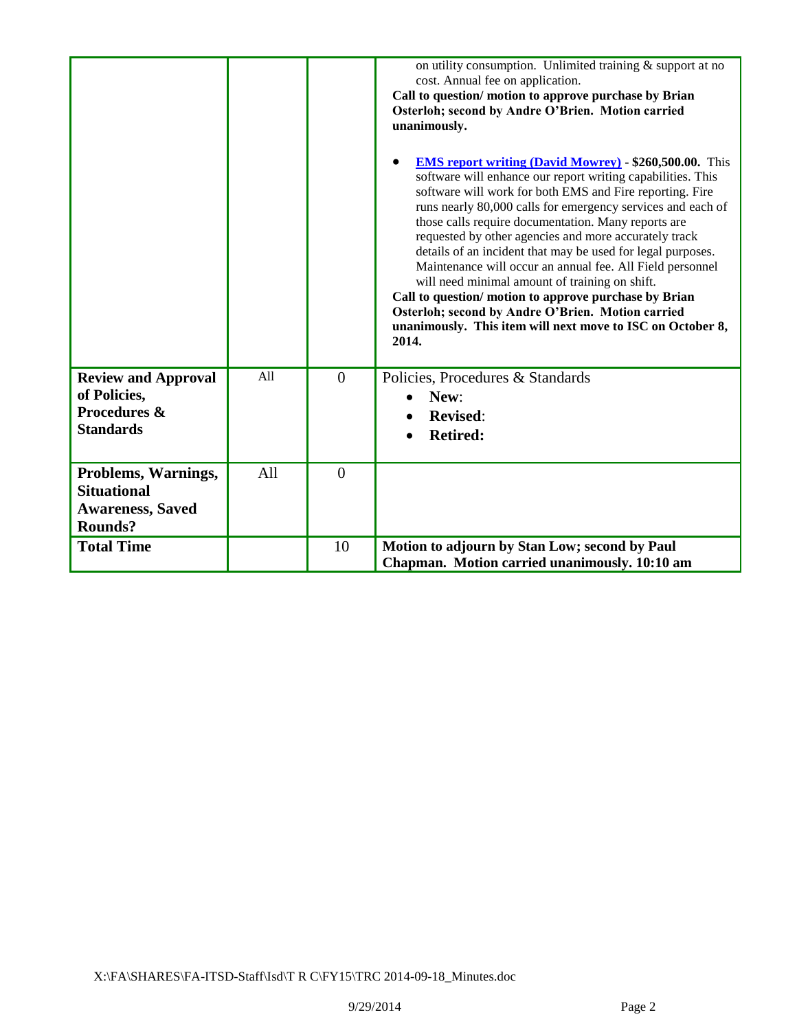| | | | |
|---|---|---|---|
| | | | on utility consumption. Unlimited training & support at no cost. Annual fee on application.<br>**Call to question/ motion to approve purchase by Brian Osterloh; second by Andre O'Brien. Motion carried unanimously.**<br><br>• **EMS report writing (David Mowrey) - $260,500.00.** This software will enhance our report writing capabilities. This software will work for both EMS and Fire reporting. Fire runs nearly 80,000 calls for emergency services and each of those calls require documentation. Many reports are requested by other agencies and more accurately track details of an incident that may be used for legal purposes. Maintenance will occur an annual fee. All Field personnel will need minimal amount of training on shift.<br>**Call to question/ motion to approve purchase by Brian Osterloh; second by Andre O'Brien. Motion carried unanimously. This item will next move to ISC on October 8, 2014.** |
| **Review and Approval of Policies, Procedures & Standards** | All | 0 | Policies, Procedures & Standards<br>• **New**:<br>• **Revised**:<br>• **Retired:** |
| **Problems, Warnings, Situational Awareness, Saved Rounds?** | All | 0 | |
| **Total Time** | | 10 | **Motion to adjourn by Stan Low; second by Paul Chapman. Motion carried unanimously. 10:10 am** |

X:\FA\SHARES\FA-ITSD-Staff\Isd\T R C\FY15\TRC 2014-09-18_Minutes.doc

9/29/2014